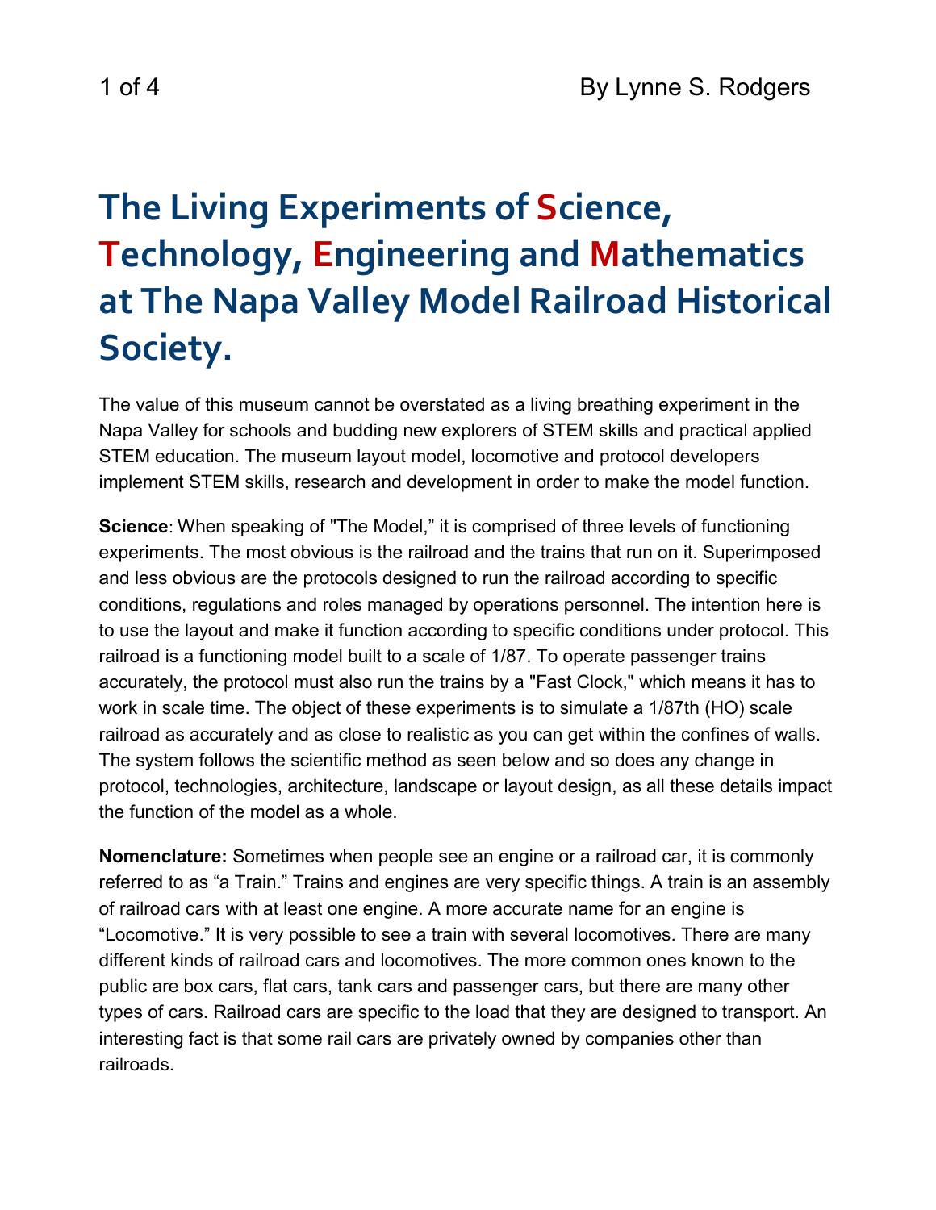By Lynne S. Rodgers

# The Living Experiments of Science, Technology, Engineering and Mathematics at The Napa Valley Model Railroad Historical Society.

The value of this museum cannot be overstated as a living breathing experiment in the Napa Valley for schools and budding new explorers of STEM skills and practical applied STEM education. The museum layout model, locomotive and protocol developers implement STEM skills, research and development in order to make the model function.

**Science**: When speaking of "The Model," it is comprised of three levels of functioning experiments. The most obvious is the railroad and the trains that run on it. Superimposed and less obvious are the protocols designed to run the railroad according to specific conditions, regulations and roles managed by operations personnel. The intention here is to use the layout and make it function according to specific conditions under protocol. This railroad is a functioning model built to a scale of 1/87. To operate passenger trains accurately, the protocol must also run the trains by a "Fast Clock," which means it has to work in scale time. The object of these experiments is to simulate a 1/87th (HO) scale railroad as accurately and as close to realistic as you can get within the confines of walls. The system follows the scientific method as seen below and so does any change in protocol, technologies, architecture, landscape or layout design, as all these details impact the function of the model as a whole.

**Nomenclature:** Sometimes when people see an engine or a railroad car, it is commonly referred to as "a Train." Trains and engines are very specific things. A train is an assembly of railroad cars with at least one engine. A more accurate name for an engine is "Locomotive." It is very possible to see a train with several locomotives. There are many different kinds of railroad cars and locomotives. The more common ones known to the public are box cars, flat cars, tank cars and passenger cars, but there are many other types of cars. Railroad cars are specific to the load that they are designed to transport. An interesting fact is that some rail cars are privately owned by companies other than railroads.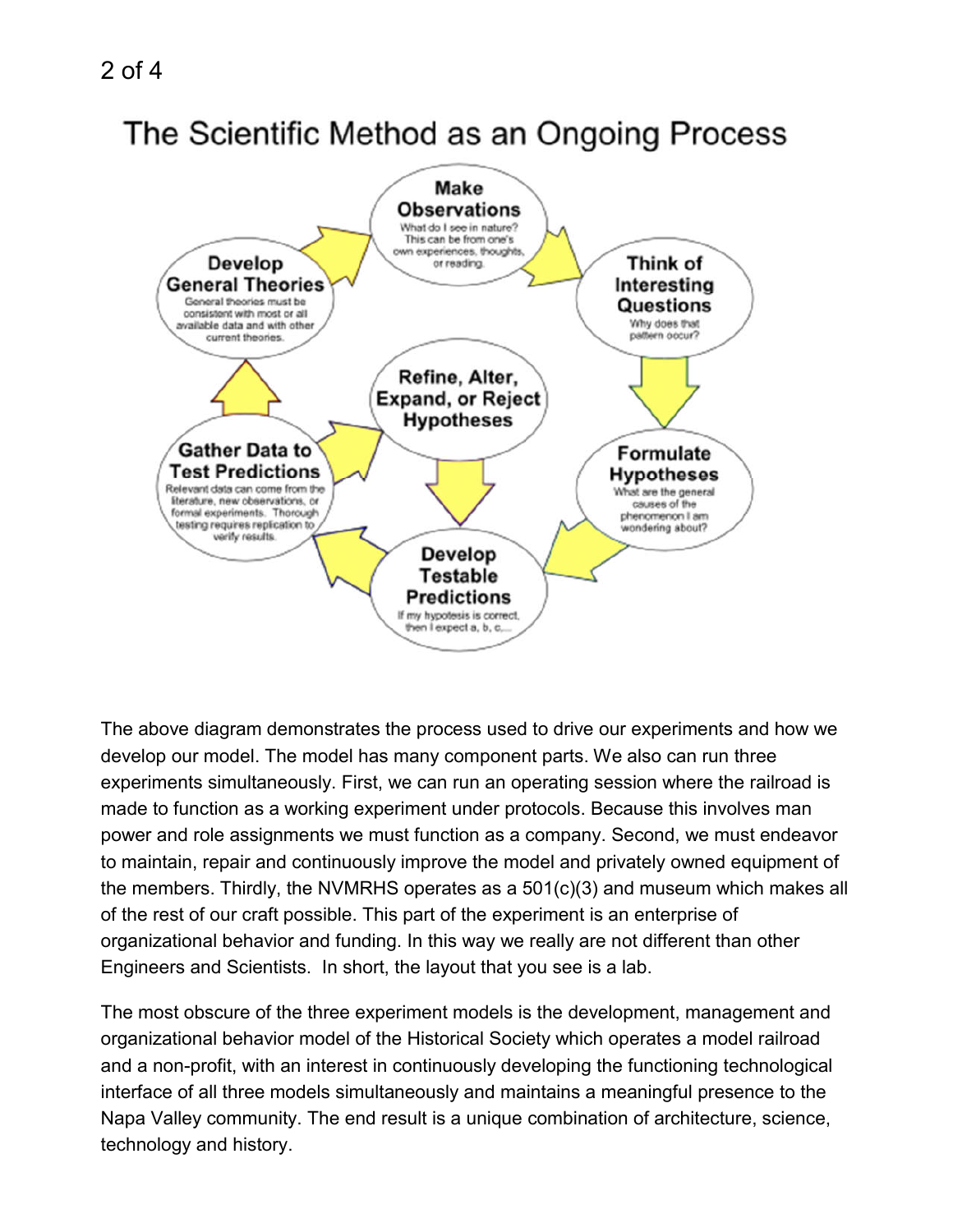# The Scientific Method as an Ongoing Process

**Make Observations**
What do I see in nature? This can be from one's own experiences, thoughts, or reading.

**Think of Interesting Questions**
Why does that pattern occur?

**Formulate Hypotheses**
What are the general causes of the phenomenon I am wondering about?

**Develop Testable Predictions**
If my hypotesis is correct, then I expect a, b, c,...

**Gather Data to Test Predictions**
Relevant data can come from the literature, new observations, or formal experiments. Thorough testing requires replication to verify results.

**Refine, Alter, Expand, or Reject Hypotheses**

**Develop General Theories**
General theories must be consistent with most or all available data and with other current theories.

The above diagram demonstrates the process used to drive our experiments and how we develop our model. The model has many component parts. We also can run three experiments simultaneously. First, we can run an operating session where the railroad is made to function as a working experiment under protocols. Because this involves man power and role assignments we must function as a company. Second, we must endeavor to maintain, repair and continuously improve the model and privately owned equipment of the members. Thirdly, the NVMRHS operates as a 501(c)(3) and museum which makes all of the rest of our craft possible. This part of the experiment is an enterprise of organizational behavior and funding. In this way we really are not different than other Engineers and Scientists. In short, the layout that you see is a lab.

The most obscure of the three experiment models is the development, management and organizational behavior model of the Historical Society which operates a model railroad and a non-profit, with an interest in continuously developing the functioning technological interface of all three models simultaneously and maintains a meaningful presence to the Napa Valley community. The end result is a unique combination of architecture, science, technology and history.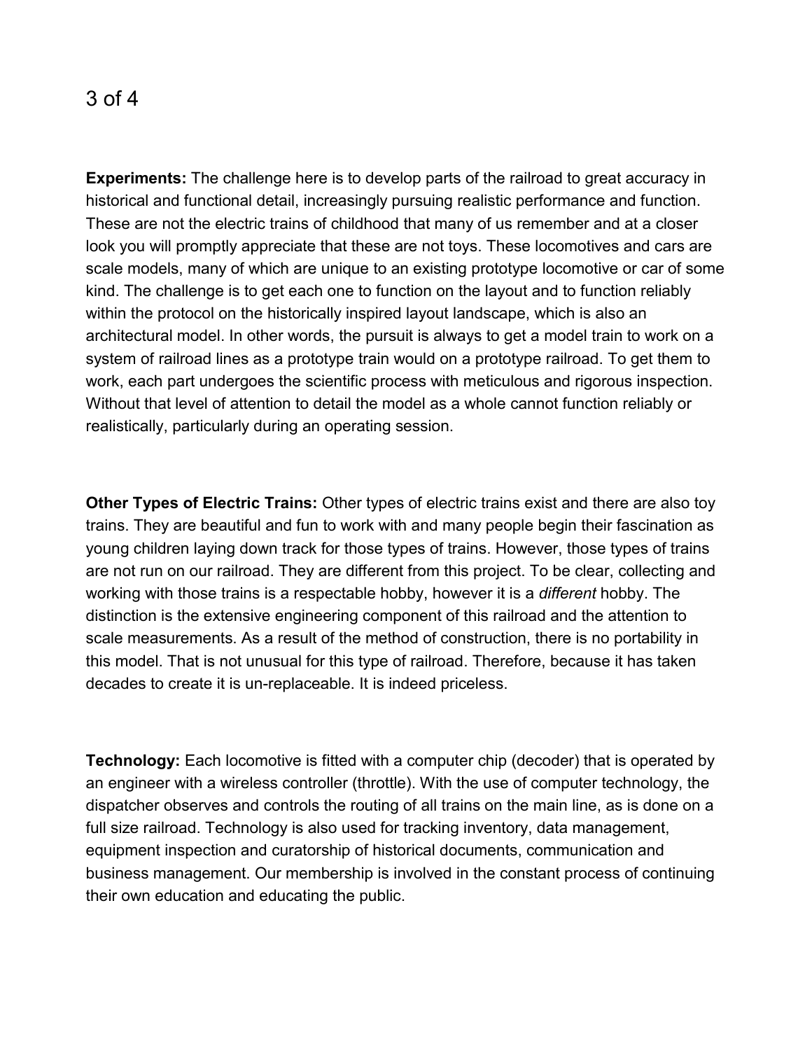**Experiments:** The challenge here is to develop parts of the railroad to great accuracy in historical and functional detail, increasingly pursuing realistic performance and function. These are not the electric trains of childhood that many of us remember and at a closer look you will promptly appreciate that these are not toys. These locomotives and cars are scale models, many of which are unique to an existing prototype locomotive or car of some kind. The challenge is to get each one to function on the layout and to function reliably within the protocol on the historically inspired layout landscape, which is also an architectural model. In other words, the pursuit is always to get a model train to work on a system of railroad lines as a prototype train would on a prototype railroad. To get them to work, each part undergoes the scientific process with meticulous and rigorous inspection. Without that level of attention to detail the model as a whole cannot function reliably or realistically, particularly during an operating session.

**Other Types of Electric Trains:** Other types of electric trains exist and there are also toy trains. They are beautiful and fun to work with and many people begin their fascination as young children laying down track for those types of trains. However, those types of trains are not run on our railroad. They are different from this project. To be clear, collecting and working with those trains is a respectable hobby, however it is a *different* hobby. The distinction is the extensive engineering component of this railroad and the attention to scale measurements. As a result of the method of construction, there is no portability in this model. That is not unusual for this type of railroad. Therefore, because it has taken decades to create it is un-replaceable. It is indeed priceless.

**Technology:** Each locomotive is fitted with a computer chip (decoder) that is operated by an engineer with a wireless controller (throttle). With the use of computer technology, the dispatcher observes and controls the routing of all trains on the main line, as is done on a full size railroad. Technology is also used for tracking inventory, data management, equipment inspection and curatorship of historical documents, communication and business management. Our membership is involved in the constant process of continuing their own education and educating the public.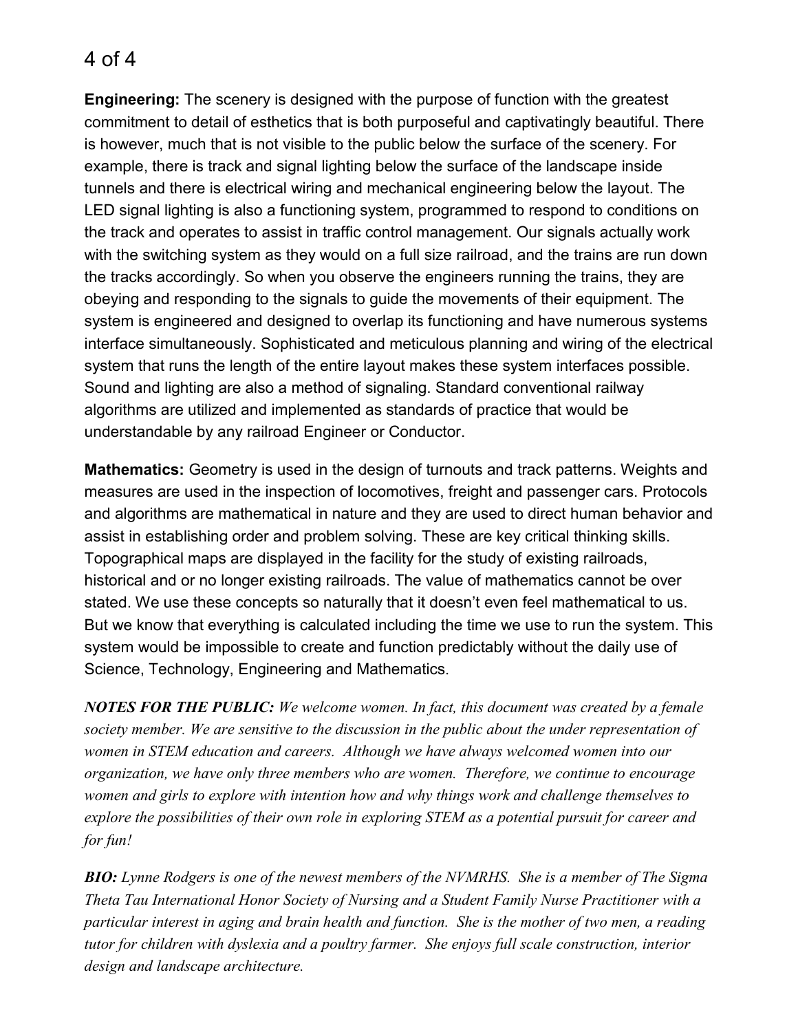**Engineering:** The scenery is designed with the purpose of function with the greatest commitment to detail of esthetics that is both purposeful and captivatingly beautiful. There is however, much that is not visible to the public below the surface of the scenery. For example, there is track and signal lighting below the surface of the landscape inside tunnels and there is electrical wiring and mechanical engineering below the layout. The LED signal lighting is also a functioning system, programmed to respond to conditions on the track and operates to assist in traffic control management. Our signals actually work with the switching system as they would on a full size railroad, and the trains are run down the tracks accordingly. So when you observe the engineers running the trains, they are obeying and responding to the signals to guide the movements of their equipment. The system is engineered and designed to overlap its functioning and have numerous systems interface simultaneously. Sophisticated and meticulous planning and wiring of the electrical system that runs the length of the entire layout makes these system interfaces possible. Sound and lighting are also a method of signaling. Standard conventional railway algorithms are utilized and implemented as standards of practice that would be understandable by any railroad Engineer or Conductor.

**Mathematics:** Geometry is used in the design of turnouts and track patterns. Weights and measures are used in the inspection of locomotives, freight and passenger cars. Protocols and algorithms are mathematical in nature and they are used to direct human behavior and assist in establishing order and problem solving. These are key critical thinking skills. Topographical maps are displayed in the facility for the study of existing railroads, historical and or no longer existing railroads. The value of mathematics cannot be over stated. We use these concepts so naturally that it doesn't even feel mathematical to us. But we know that everything is calculated including the time we use to run the system. This system would be impossible to create and function predictably without the daily use of Science, Technology, Engineering and Mathematics.

***NOTES FOR THE PUBLIC:*** *We welcome women. In fact, this document was created by a female society member. We are sensitive to the discussion in the public about the under representation of women in STEM education and careers. Although we have always welcomed women into our organization, we have only three members who are women. Therefore, we continue to encourage women and girls to explore with intention how and why things work and challenge themselves to explore the possibilities of their own role in exploring STEM as a potential pursuit for career and for fun!*

***BIO:*** *Lynne Rodgers is one of the newest members of the NVMRHS. She is a member of The Sigma Theta Tau International Honor Society of Nursing and a Student Family Nurse Practitioner with a particular interest in aging and brain health and function. She is the mother of two men, a reading tutor for children with dyslexia and a poultry farmer. She enjoys full scale construction, interior design and landscape architecture.*